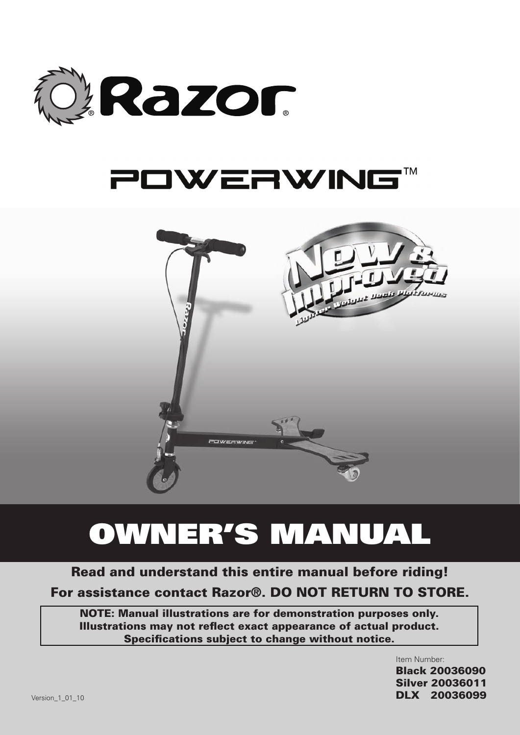# Razor®

## POWERWING™

New & Improved — Lighter Weight Deck Platforms

# OWNER'S MANUAL

**Read and understand this entire manual before riding!**

**For assistance contact Razor®. DO NOT RETURN TO STORE.**

**NOTE: Manual illustrations are for demonstration purposes only. Illustrations may not reflect exact appearance of actual product. Specifications subject to change without notice.**

Item Number:
**Black 20036090**
**Silver 20036011**
**DLX 20036099**

Version_1_01_10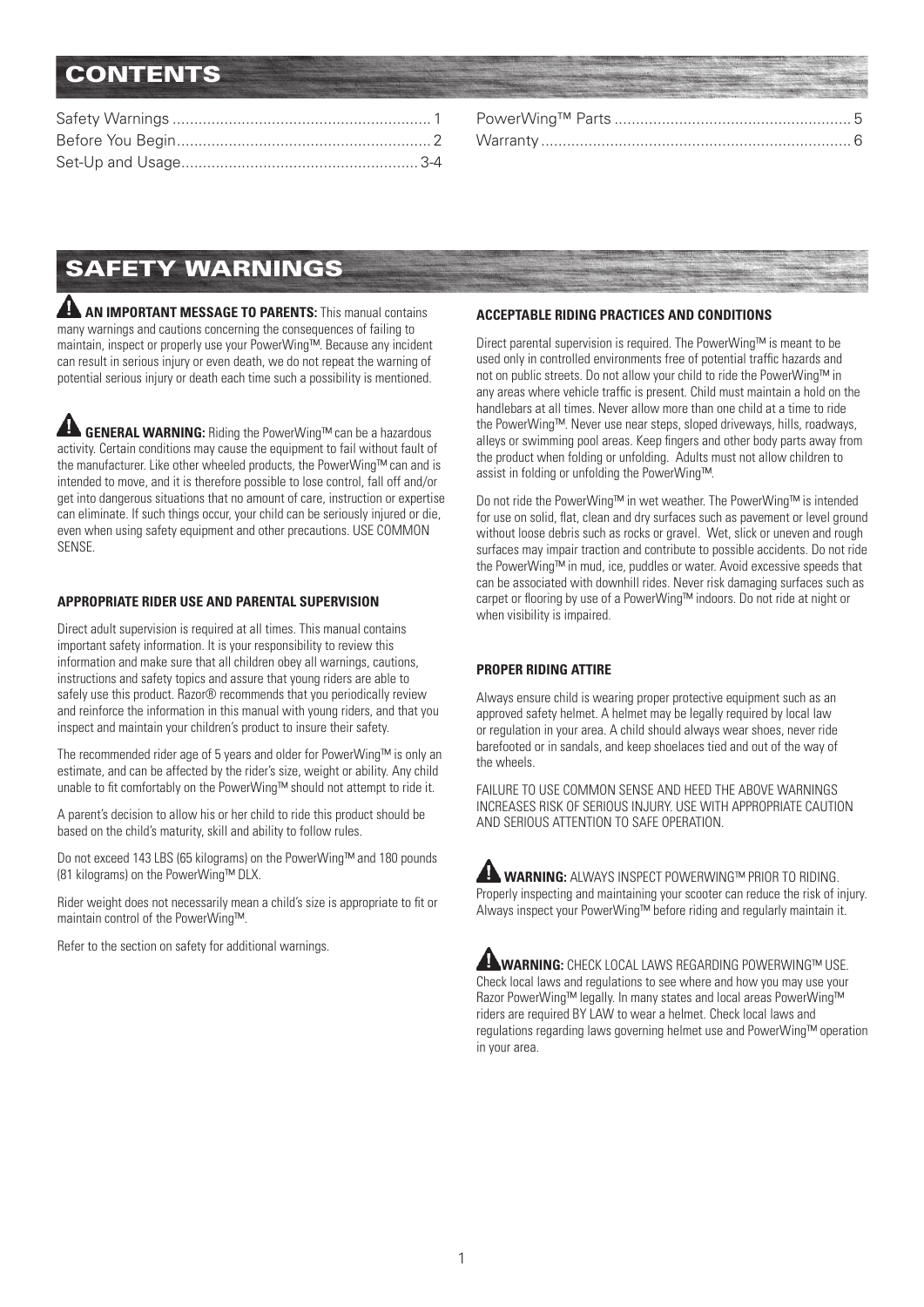# CONTENTS

Safety Warnings ............................................................ 1
Before You Begin........................................................... 2
Set-Up and Usage....................................................... 3-4
PowerWing™ Parts ...................................................... 5
Warranty ........................................................................ 6

# SAFETY WARNINGS

**AN IMPORTANT MESSAGE TO PARENTS:** This manual contains many warnings and cautions concerning the consequences of failing to maintain, inspect or properly use your PowerWing™. Because any incident can result in serious injury or even death, we do not repeat the warning of potential serious injury or death each time such a possibility is mentioned.

**GENERAL WARNING:** Riding the PowerWing™ can be a hazardous activity. Certain conditions may cause the equipment to fail without fault of the manufacturer. Like other wheeled products, the PowerWing™ can and is intended to move, and it is therefore possible to lose control, fall off and/or get into dangerous situations that no amount of care, instruction or expertise can eliminate. If such things occur, your child can be seriously injured or die, even when using safety equipment and other precautions. USE COMMON SENSE.

### APPROPRIATE RIDER USE AND PARENTAL SUPERVISION

Direct adult supervision is required at all times. This manual contains important safety information. It is your responsibility to review this information and make sure that all children obey all warnings, cautions, instructions and safety topics and assure that young riders are able to safely use this product. Razor® recommends that you periodically review and reinforce the information in this manual with young riders, and that you inspect and maintain your children's product to insure their safety.

The recommended rider age of 5 years and older for PowerWing™ is only an estimate, and can be affected by the rider's size, weight or ability. Any child unable to fit comfortably on the PowerWing™ should not attempt to ride it.

A parent's decision to allow his or her child to ride this product should be based on the child's maturity, skill and ability to follow rules.

Do not exceed 143 LBS (65 kilograms) on the PowerWing™ and 180 pounds (81 kilograms) on the PowerWing™ DLX.

Rider weight does not necessarily mean a child's size is appropriate to fit or maintain control of the PowerWing™.

Refer to the section on safety for additional warnings.

### ACCEPTABLE RIDING PRACTICES AND CONDITIONS

Direct parental supervision is required. The PowerWing™ is meant to be used only in controlled environments free of potential traffic hazards and not on public streets. Do not allow your child to ride the PowerWing™ in any areas where vehicle traffic is present. Child must maintain a hold on the handlebars at all times. Never allow more than one child at a time to ride the PowerWing™. Never use near steps, sloped driveways, hills, roadways, alleys or swimming pool areas. Keep fingers and other body parts away from the product when folding or unfolding. Adults must not allow children to assist in folding or unfolding the PowerWing™.

Do not ride the PowerWing™ in wet weather. The PowerWing™ is intended for use on solid, flat, clean and dry surfaces such as pavement or level ground without loose debris such as rocks or gravel. Wet, slick or uneven and rough surfaces may impair traction and contribute to possible accidents. Do not ride the PowerWing™ in mud, ice, puddles or water. Avoid excessive speeds that can be associated with downhill rides. Never risk damaging surfaces such as carpet or flooring by use of a PowerWing™ indoors. Do not ride at night or when visibility is impaired.

### PROPER RIDING ATTIRE

Always ensure child is wearing proper protective equipment such as an approved safety helmet. A helmet may be legally required by local law or regulation in your area. A child should always wear shoes, never ride barefooted or in sandals, and keep shoelaces tied and out of the way of the wheels.

FAILURE TO USE COMMON SENSE AND HEED THE ABOVE WARNINGS INCREASES RISK OF SERIOUS INJURY. USE WITH APPROPRIATE CAUTION AND SERIOUS ATTENTION TO SAFE OPERATION.

**WARNING:** ALWAYS INSPECT POWERWING™ PRIOR TO RIDING. Properly inspecting and maintaining your scooter can reduce the risk of injury. Always inspect your PowerWing™ before riding and regularly maintain it.

**WARNING:** CHECK LOCAL LAWS REGARDING POWERWING™ USE. Check local laws and regulations to see where and how you may use your Razor PowerWing™ legally. In many states and local areas PowerWing™ riders are required BY LAW to wear a helmet. Check local laws and regulations regarding laws governing helmet use and PowerWing™ operation in your area.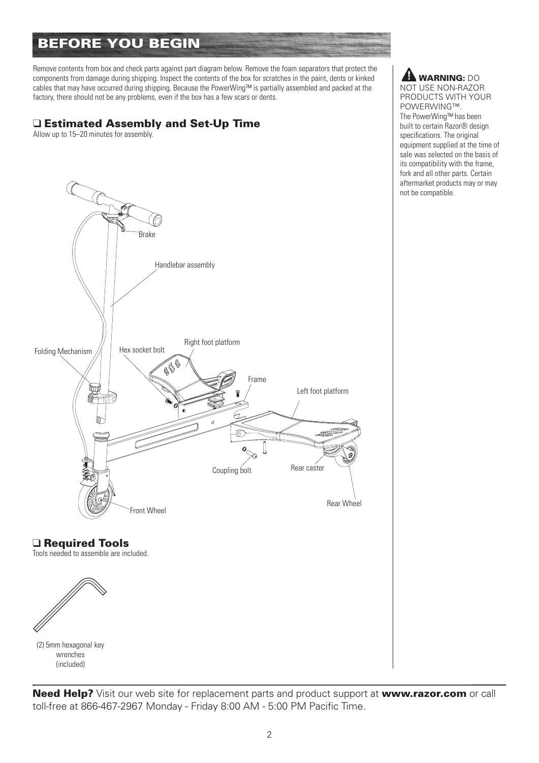# BEFORE YOU BEGIN

Remove contents from box and check parts against part diagram below. Remove the foam separators that protect the components from damage during shipping. Inspect the contents of the box for scratches in the paint, dents or kinked cables that may have occurred during shipping. Because the PowerWing™ is partially assembled and packed at the factory, there should not be any problems, even if the box has a few scars or dents.

**⚠ WARNING:** DO NOT USE NON-RAZOR PRODUCTS WITH YOUR POWERWING™. The PowerWing™ has been built to certain Razor® design specifications. The original equipment supplied at the time of sale was selected on the basis of its compatibility with the frame, fork and all other parts. Certain aftermarket products may or may not be compatible.

## ❑ Estimated Assembly and Set-Up Time

Allow up to 15–20 minutes for assembly.

Brake

Handlebar assembly

Folding Mechanism

Hex socket bolt

Right foot platform

Frame

Left foot platform

Coupling bolt

Rear caster

Rear Wheel

Front Wheel

## ❑ Required Tools

Tools needed to assemble are included.

(2) 5mm hexagonal key wrenches (included)

**Need Help?** Visit our web site for replacement parts and product support at **www.razor.com** or call toll-free at 866-467-2967 Monday - Friday 8:00 AM - 5:00 PM Pacific Time.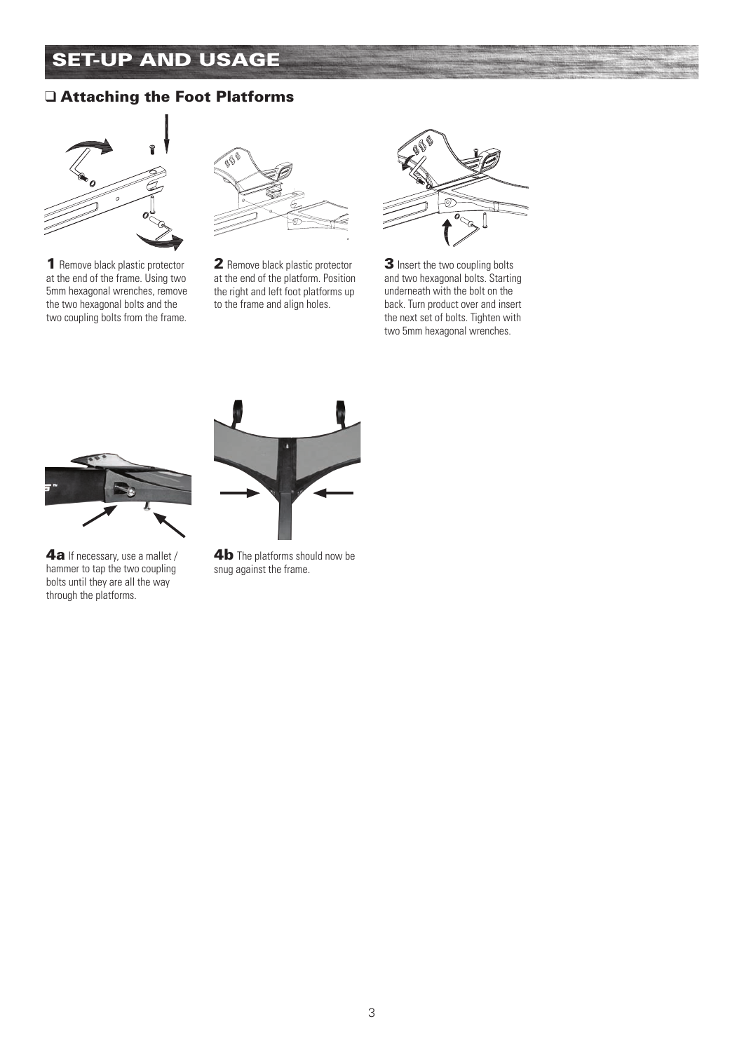# SET-UP AND USAGE

## ❑ Attaching the Foot Platforms

**1** Remove black plastic protector at the end of the frame. Using two 5mm hexagonal wrenches, remove the two hexagonal bolts and the two coupling bolts from the frame.

**2** Remove black plastic protector at the end of the platform. Position the right and left foot platforms up to the frame and align holes.

**3** Insert the two coupling bolts and two hexagonal bolts. Starting underneath with the bolt on the back. Turn product over and insert the next set of bolts. Tighten with two 5mm hexagonal wrenches.

**4a** If necessary, use a mallet / hammer to tap the two coupling bolts until they are all the way through the platforms.

**4b** The platforms should now be snug against the frame.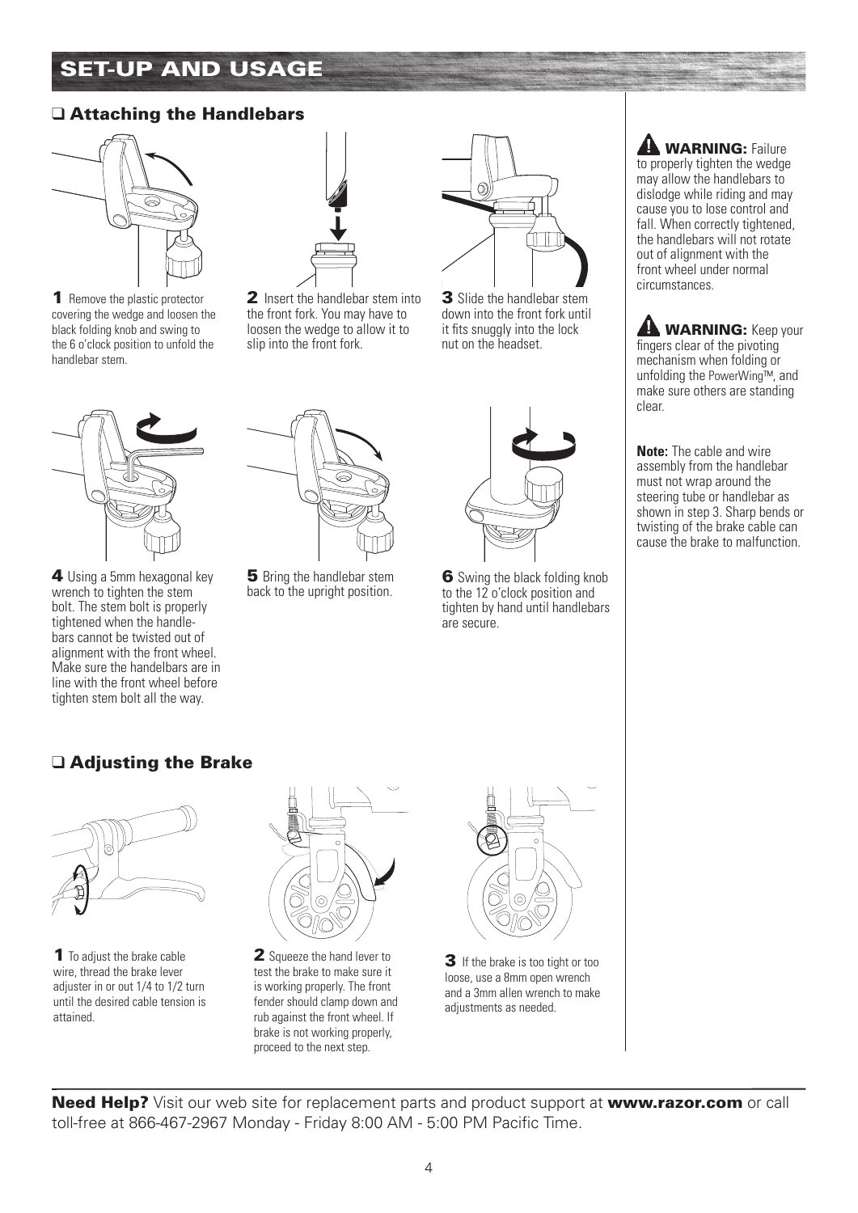# SET-UP AND USAGE

## ❑ Attaching the Handlebars

**1** Remove the plastic protector covering the wedge and loosen the black folding knob and swing to the 6 o'clock position to unfold the handlebar stem.

**2** Insert the handlebar stem into the front fork. You may have to loosen the wedge to allow it to slip into the front fork.

**3** Slide the handlebar stem down into the front fork until it fits snuggly into the lock nut on the headset.

**4** Using a 5mm hexagonal key wrench to tighten the stem bolt. The stem bolt is properly tightened when the handle-bars cannot be twisted out of alignment with the front wheel. Make sure the handelbars are in line with the front wheel before tighten stem bolt all the way.

**5** Bring the handlebar stem back to the upright position.

**6** Swing the black folding knob to the 12 o'clock position and tighten by hand until handlebars are secure.

**WARNING:** Failure to properly tighten the wedge may allow the handlebars to dislodge while riding and may cause you to lose control and fall. When correctly tightened, the handlebars will not rotate out of alignment with the front wheel under normal circumstances.

**WARNING:** Keep your fingers clear of the pivoting mechanism when folding or unfolding the PowerWing™, and make sure others are standing clear.

**Note:** The cable and wire assembly from the handlebar must not wrap around the steering tube or handlebar as shown in step 3. Sharp bends or twisting of the brake cable can cause the brake to malfunction.

## ❑ Adjusting the Brake

**1** To adjust the brake cable wire, thread the brake lever adjuster in or out 1/4 to 1/2 turn until the desired cable tension is attained.

**2** Squeeze the hand lever to test the brake to make sure it is working properly. The front fender should clamp down and rub against the front wheel. If brake is not working properly, proceed to the next step.

**3** If the brake is too tight or too loose, use a 8mm open wrench and a 3mm allen wrench to make adjustments as needed.

**Need Help?** Visit our web site for replacement parts and product support at **www.razor.com** or call toll-free at 866-467-2967 Monday - Friday 8:00 AM - 5:00 PM Pacific Time.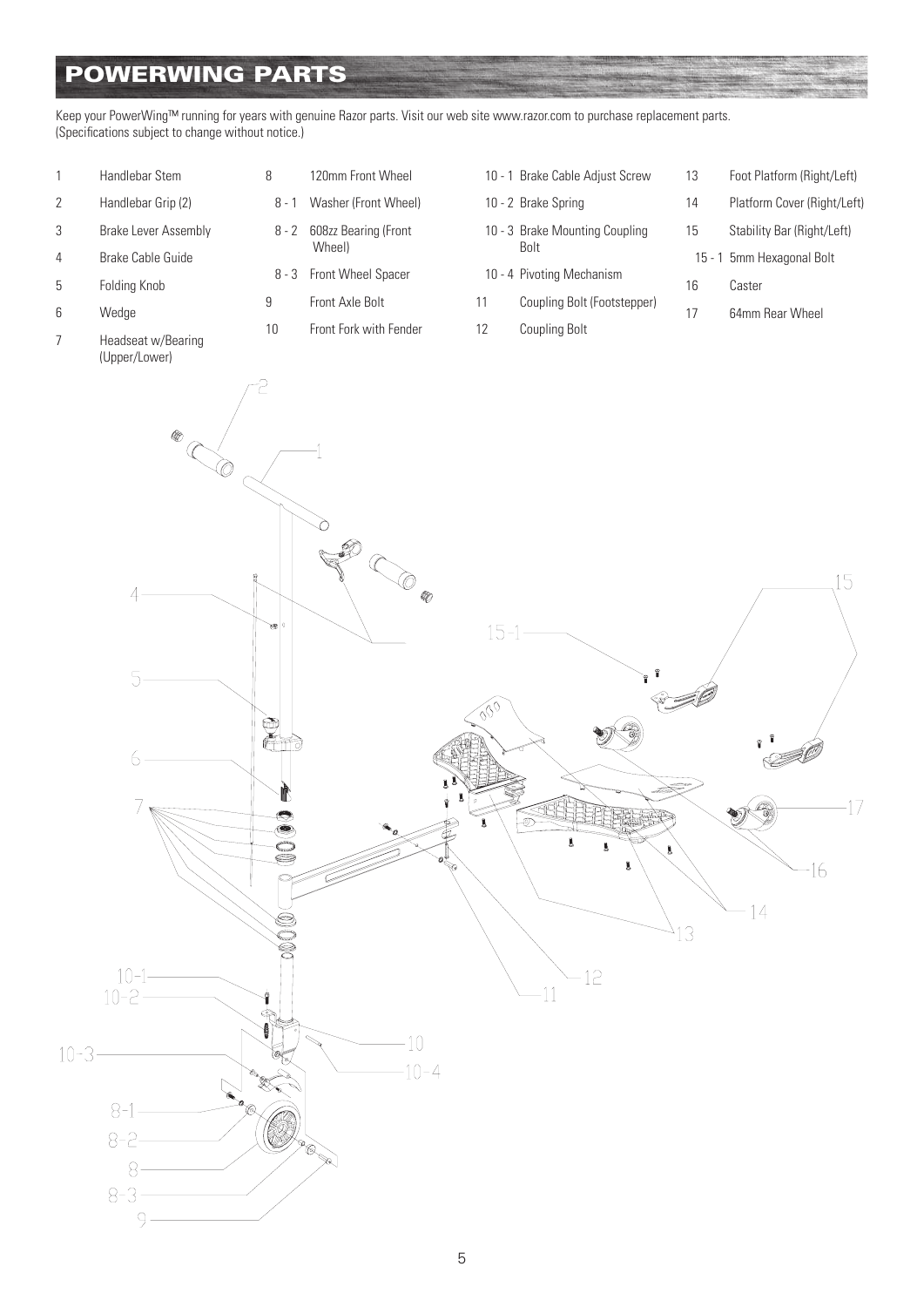# POWERWING PARTS

Keep your PowerWing™ running for years with genuine Razor parts. Visit our web site www.razor.com to purchase replacement parts.
(Specifications subject to change without notice.)

| No. | Part |
|---|---|
| 1 | Handlebar Stem |
| 2 | Handlebar Grip (2) |
| 3 | Brake Lever Assembly |
| 4 | Brake Cable Guide |
| 5 | Folding Knob |
| 6 | Wedge |
| 7 | Headseat w/Bearing (Upper/Lower) |
| 8 | 120mm Front Wheel |
| 8 - 1 | Washer (Front Wheel) |
| 8 - 2 | 608zz Bearing (Front Wheel) |
| 8 - 3 | Front Wheel Spacer |
| 9 | Front Axle Bolt |
| 10 | Front Fork with Fender |
| 10 - 1 | Brake Cable Adjust Screw |
| 10 - 2 | Brake Spring |
| 10 - 3 | Brake Mounting Coupling Bolt |
| 10 - 4 | Pivoting Mechanism |
| 11 | Coupling Bolt (Footstepper) |
| 12 | Coupling Bolt |
| 13 | Foot Platform (Right/Left) |
| 14 | Platform Cover (Right/Left) |
| 15 | Stability Bar (Right/Left) |
| 15 - 1 | 5mm Hexagonal Bolt |
| 16 | Caster |
| 17 | 64mm Rear Wheel |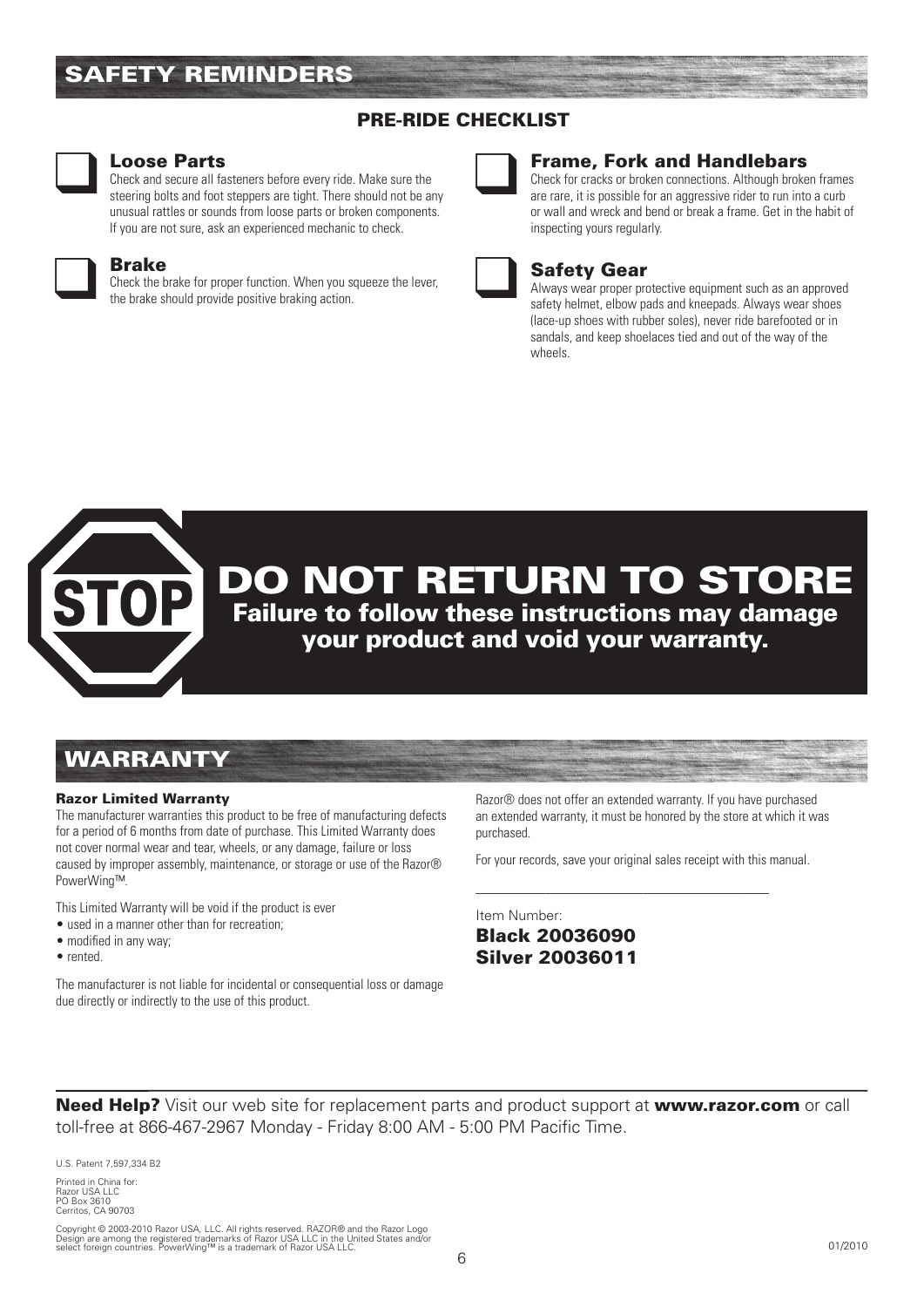## SAFETY REMINDERS

### PRE-RIDE CHECKLIST

- [ ] **Loose Parts**
  Check and secure all fasteners before every ride. Make sure the steering bolts and foot steppers are tight. There should not be any unusual rattles or sounds from loose parts or broken components. If you are not sure, ask an experienced mechanic to check.

- [ ] **Brake**
  Check the brake for proper function. When you squeeze the lever, the brake should provide positive braking action.

- [ ] **Frame, Fork and Handlebars**
  Check for cracks or broken connections. Although broken frames are rare, it is possible for an aggressive rider to run into a curb or wall and wreck and bend or break a frame. Get in the habit of inspecting yours regularly.

- [ ] **Safety Gear**
  Always wear proper protective equipment such as an approved safety helmet, elbow pads and kneepads. Always wear shoes (lace-up shoes with rubber soles), never ride barefooted or in sandals, and keep shoelaces tied and out of the way of the wheels.

STOP

# DO NOT RETURN TO STORE

**Failure to follow these instructions may damage your product and void your warranty.**

## WARRANTY

**Razor Limited Warranty**

The manufacturer warranties this product to be free of manufacturing defects for a period of 6 months from date of purchase. This Limited Warranty does not cover normal wear and tear, wheels, or any damage, failure or loss caused by improper assembly, maintenance, or storage or use of the Razor® PowerWing™.

This Limited Warranty will be void if the product is ever

- used in a manner other than for recreation;
- modified in any way;
- rented.

The manufacturer is not liable for incidental or consequential loss or damage due directly or indirectly to the use of this product.

Razor® does not offer an extended warranty. If you have purchased an extended warranty, it must be honored by the store at which it was purchased.

For your records, save your original sales receipt with this manual.

_______________________________________

Item Number:

**Black 20036090**
**Silver 20036011**

**Need Help?** Visit our web site for replacement parts and product support at **www.razor.com** or call toll-free at 866-467-2967 Monday - Friday 8:00 AM - 5:00 PM Pacific Time.

U.S. Patent 7,597,334 B2

Printed in China for:
Razor USA LLC
PO Box 3610
Cerritos, CA 90703

Copyright © 2003-2010 Razor USA, LLC. All rights reserved. RAZOR® and the Razor Logo Design are among the registered trademarks of Razor USA LLC in the United States and/or select foreign countries. PowerWing™ is a trademark of Razor USA LLC.

01/2010